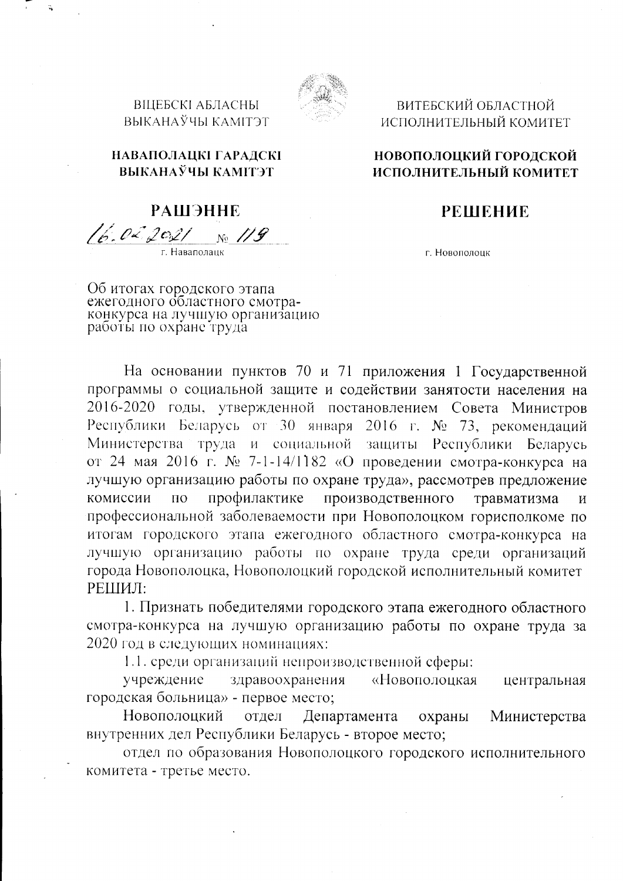ВІЦЕБСКІ АБЛАСНЫ ВЫКАНАЎЧЫ КАМІТЭТ

**НАВАПОЛАЦКІ ГАРАДСКІ ВЫКАНАЎЧЫ КАМІТЭТ**

**РАШЭННЕ**

16.02.2021 № 119

г. Наваполацк

ВИТЕБСКИЙ ОБЛАСТНОЙ ИСПОЛНИТЕЛЬНЫЙ КОМИТЕТ

**НОВОПОЛОЦКИЙ ГОРОДСКОЙ ИСПОЛНИТЕЛЬНЫЙ КОМИТЕТ**

**РЕШЕНИЕ**

г. Новополоцк

Об итогах городского этапа ежегодного областного смотра-конкурса на лучшую организацию работы по охране труда

На основании пунктов 70 и 71 приложения 1 Государственной программы о социальной защите и содействии занятости населения на 2016-2020 годы, утвержденной постановлением Совета Министров Республики Беларусь от 30 января 2016 г. № 73, рекомендаций Министерства труда и социальной защиты Республики Беларусь от 24 мая 2016 г. № 7-1-14/1182 «О проведении смотра-конкурса на лучшую организацию работы по охране труда», рассмотрев предложение комиссии по профилактике производственного травматизма и профессиональной заболеваемости при Новополоцком горисполкоме по итогам городского этапа ежегодного областного смотра-конкурса на лучшую организацию работы по охране труда среди организаций города Новополоцка, Новополоцкий городской исполнительный комитет РЕШИЛ:

1. Признать победителями городского этапа ежегодного областного смотра-конкурса на лучшую организацию работы по охране труда за 2020 год в следующих номинациях:

1.1. среди организаций непроизводственной сферы:

учреждение здравоохранения «Новополоцкая центральная городская больница» - первое место;

Новополоцкий отдел Департамента охраны Министерства внутренних дел Республики Беларусь - второе место;

отдел по образования Новополоцкого городского исполнительного комитета - третье место.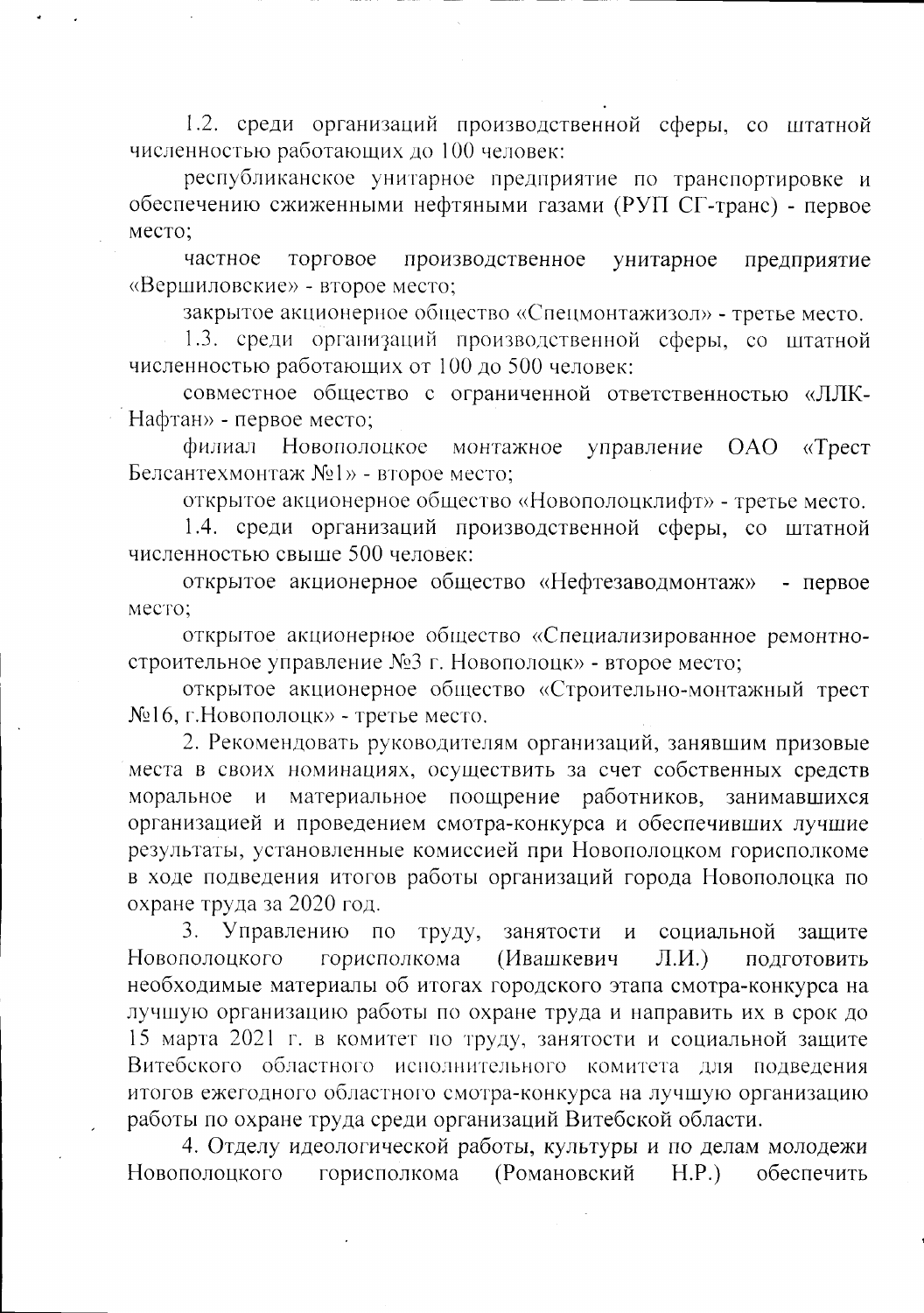1.2. среди организаций производственной сферы, со штатной численностью работающих до 100 человек:

республиканское унитарное предприятие по транспортировке и обеспечению сжиженными нефтяными газами (РУП СГ-транс) - первое место;

частное торговое производственное унитарное предприятие «Вершиловские» - второе место;

закрытое акционерное общество «Спецмонтажизол» - третье место.

1.3. среди организаций производственной сферы, со штатной численностью работающих от 100 до 500 человек:

совместное общество с ограниченной ответственностью «ЛЛК-Нафтан» - первое место;

филиал Новополоцкое монтажное управление ОАО «Трест Белсантехмонтаж №1» - второе место;

открытое акционерное общество «Новополоцклифт» - третье место.

1.4. среди организаций производственной сферы, со штатной численностью свыше 500 человек:

открытое акционерное общество «Нефтезаводмонтаж» - первое место;

открытое акционерное общество «Специализированное ремонтно-строительное управление №3 г. Новополоцк» - второе место;

открытое акционерное общество «Строительно-монтажный трест №16, г.Новополоцк» - третье место.

2. Рекомендовать руководителям организаций, занявшим призовые места в своих номинациях, осуществить за счет собственных средств моральное и материальное поощрение работников, занимавшихся организацией и проведением смотра-конкурса и обеспечивших лучшие результаты, установленные комиссией при Новополоцком горисполкоме в ходе подведения итогов работы организаций города Новополоцка по охране труда за 2020 год.

3. Управлению по труду, занятости и социальной защите Новополоцкого горисполкома (Ивашкевич Л.И.) подготовить необходимые материалы об итогах городского этапа смотра-конкурса на лучшую организацию работы по охране труда и направить их в срок до 15 марта 2021 г. в комитет по труду, занятости и социальной защите Витебского областного исполнительного комитета для подведения итогов ежегодного областного смотра-конкурса на лучшую организацию работы по охране труда среди организаций Витебской области.

4. Отделу идеологической работы, культуры и по делам молодежи Новополоцкого горисполкома (Романовский Н.Р.) обеспечить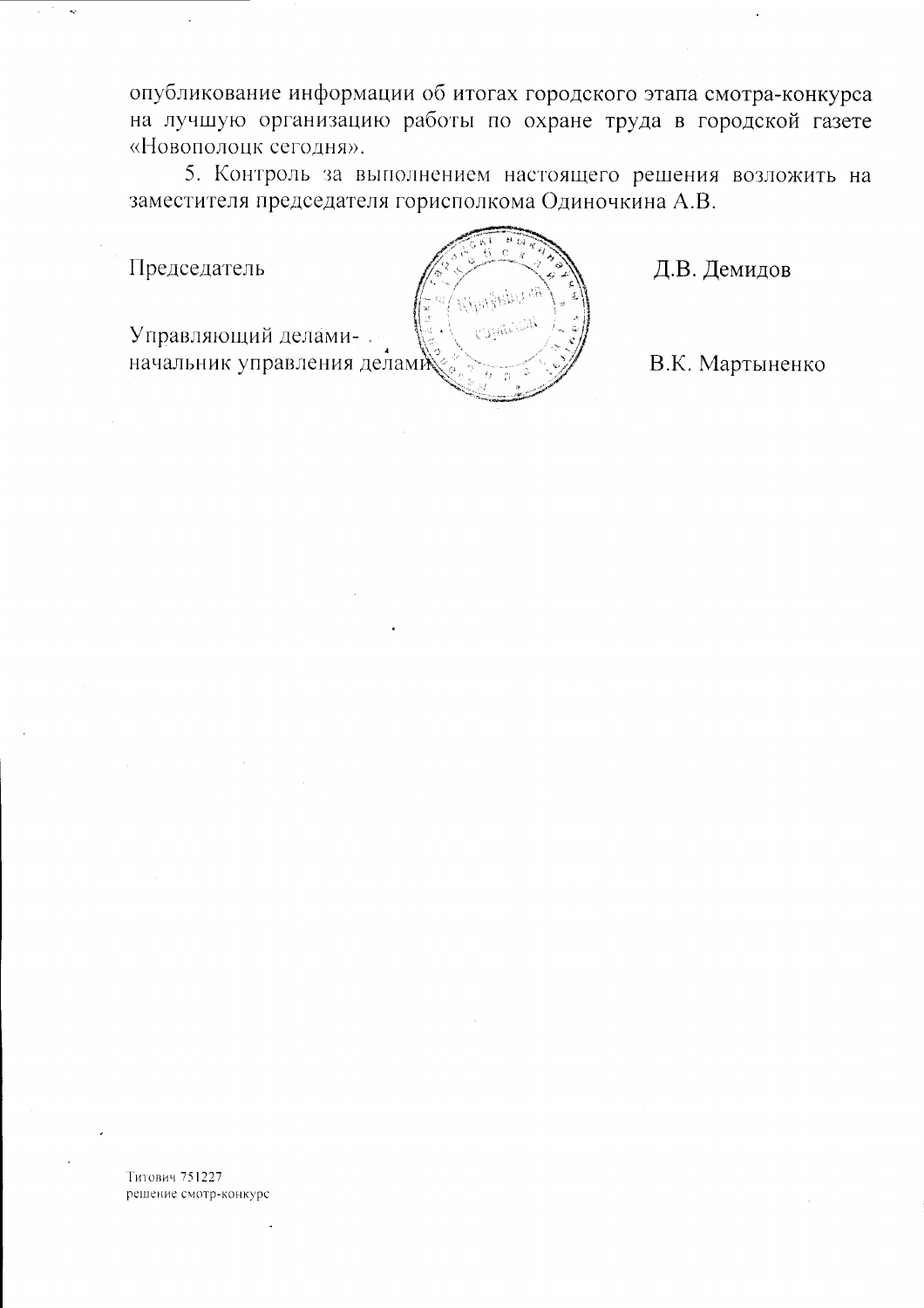опубликование информации об итогах городского этапа смотра-конкурса на лучшую организацию работы по охране труда в городской газете «Новополоцк сегодня».

5. Контроль за выполнением настоящего решения возложить на заместителя председателя горисполкома Одиночкина А.В.

Председатель Д.В. Демидов

Управляющий делами-
начальник управления делами В.К. Мартыненко

Титович 751227
решение смотр-конкурс